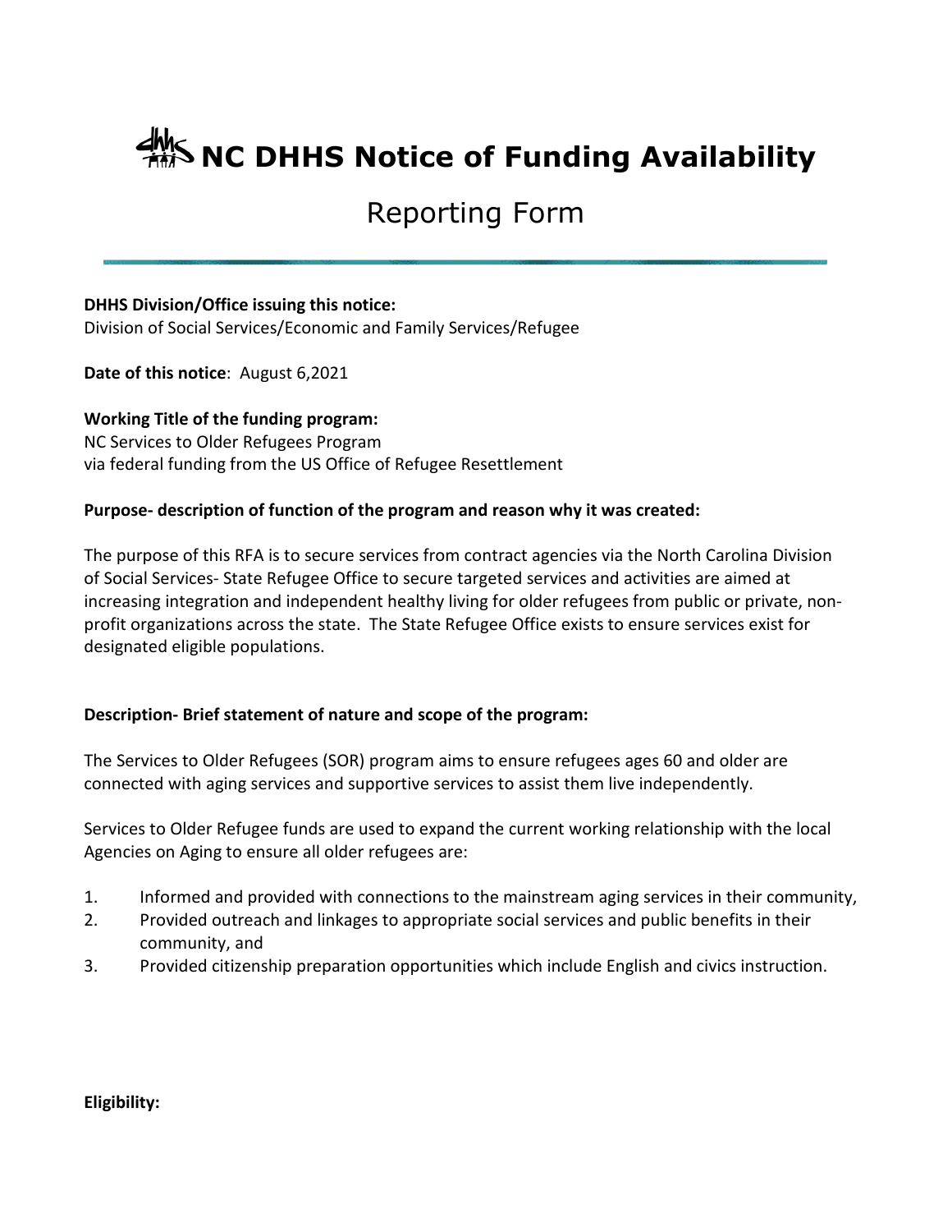# NC DHHS Notice of Funding Availability

## Reporting Form

**DHHS Division/Office issuing this notice:**
Division of Social Services/Economic and Family Services/Refugee

**Date of this notice**: August 6,2021

**Working Title of the funding program:**
NC Services to Older Refugees Program
via federal funding from the US Office of Refugee Resettlement

**Purpose- description of function of the program and reason why it was created:**

The purpose of this RFA is to secure services from contract agencies via the North Carolina Division of Social Services- State Refugee Office to secure targeted services and activities are aimed at increasing integration and independent healthy living for older refugees from public or private, non-profit organizations across the state. The State Refugee Office exists to ensure services exist for designated eligible populations.

**Description- Brief statement of nature and scope of the program:**

The Services to Older Refugees (SOR) program aims to ensure refugees ages 60 and older are connected with aging services and supportive services to assist them live independently.

Services to Older Refugee funds are used to expand the current working relationship with the local Agencies on Aging to ensure all older refugees are:

1. Informed and provided with connections to the mainstream aging services in their community,
2. Provided outreach and linkages to appropriate social services and public benefits in their community, and
3. Provided citizenship preparation opportunities which include English and civics instruction.

**Eligibility:**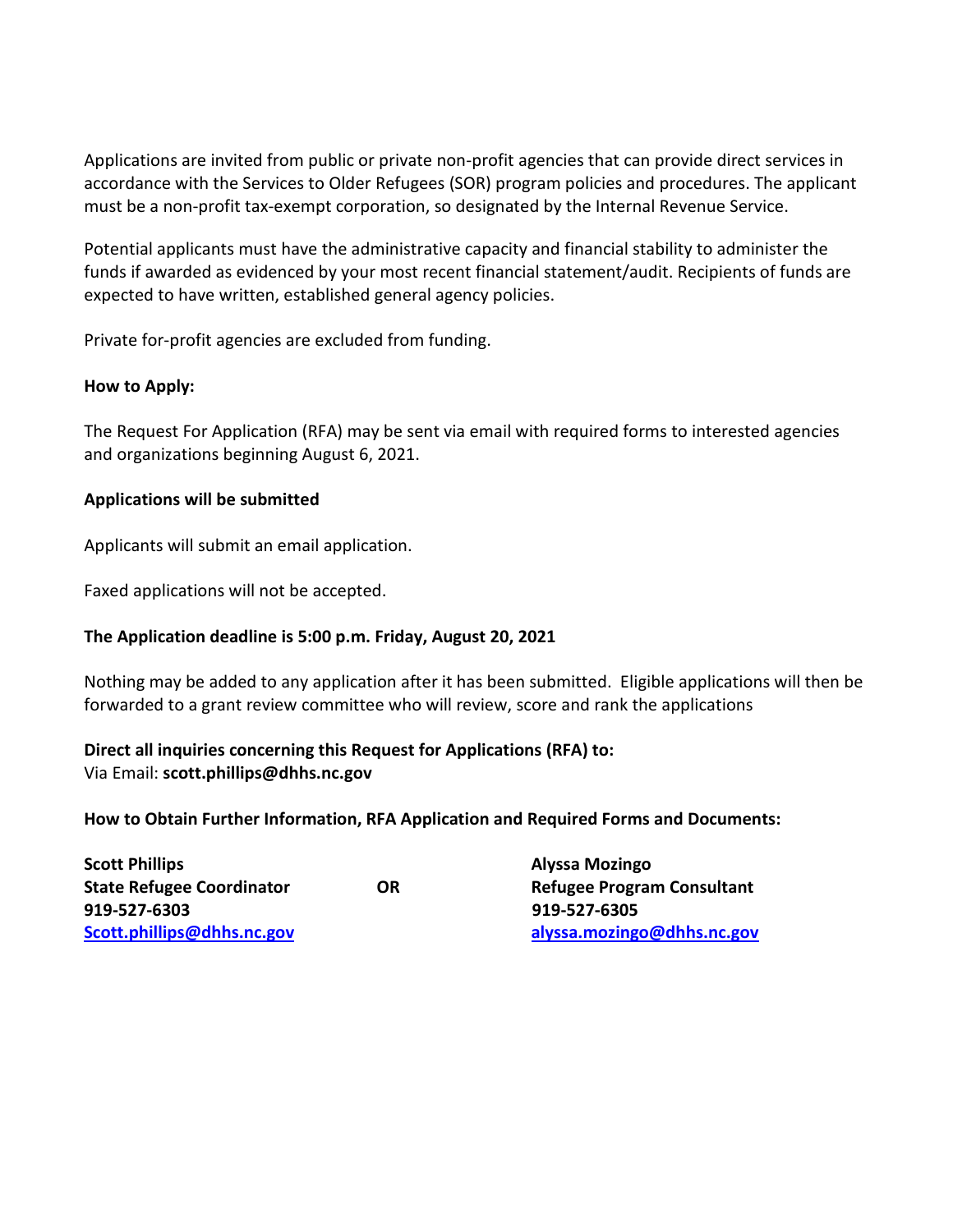Applications are invited from public or private non-profit agencies that can provide direct services in accordance with the Services to Older Refugees (SOR) program policies and procedures. The applicant must be a non-profit tax-exempt corporation, so designated by the Internal Revenue Service.

Potential applicants must have the administrative capacity and financial stability to administer the funds if awarded as evidenced by your most recent financial statement/audit. Recipients of funds are expected to have written, established general agency policies.

Private for-profit agencies are excluded from funding.

**How to Apply:**

The Request For Application (RFA) may be sent via email with required forms to interested agencies and organizations beginning August 6, 2021.

**Applications will be submitted**

Applicants will submit an email application.

Faxed applications will not be accepted.

**The Application deadline is 5:00 p.m. Friday, August 20, 2021**

Nothing may be added to any application after it has been submitted. Eligible applications will then be forwarded to a grant review committee who will review, score and rank the applications

**Direct all inquiries concerning this Request for Applications (RFA) to:**
Via Email: **scott.phillips@dhhs.nc.gov**

**How to Obtain Further Information, RFA Application and Required Forms and Documents:**

**Scott Phillips**
**State Refugee Coordinator**
**919-527-6303**
**Scott.phillips@dhhs.nc.gov**

**OR**

**Alyssa Mozingo**
**Refugee Program Consultant**
**919-527-6305**
**alyssa.mozingo@dhhs.nc.gov**